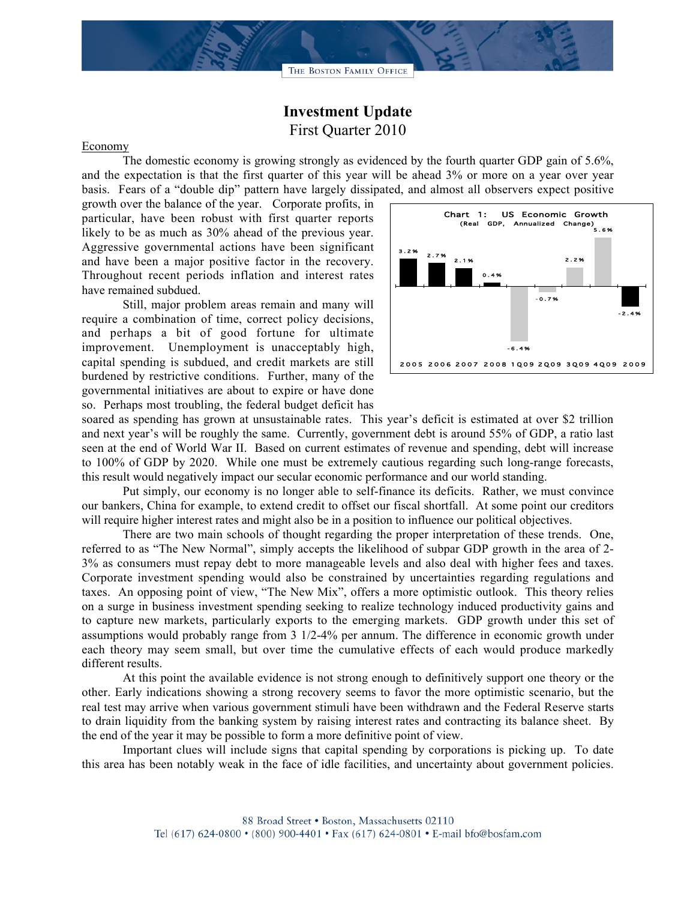# Investment Update

## First Quarter 2010

### Economy

The domestic economy is growing strongly as evidenced by the fourth quarter GDP gain of 5.6%, and the expectation is that the first quarter of this year will be ahead 3% or more on a year over year basis. Fears of a "double dip" pattern have largely dissipated, and almost all observers expect positive growth over the balance of the year. Corporate profits, in particular, have been robust with first quarter reports likely to be as much as 30% ahead of the previous year. Aggressive governmental actions have been significant and have been a major positive factor in the recovery. Throughout recent periods inflation and interest rates have remained subdued.

Chart 1: US Economic Growth
(Real GDP, Annualized Change)

3.2%
2.7%
2.1%
0.4%
-6.4%
-0.7%
2.2%
5.6%
-2.4%

2005 2006 2007 2008 1Q09 2Q09 3Q09 4Q09 2009

Still, major problem areas remain and many will require a combination of time, correct policy decisions, and perhaps a bit of good fortune for ultimate improvement. Unemployment is unacceptably high, capital spending is subdued, and credit markets are still burdened by restrictive conditions. Further, many of the governmental initiatives are about to expire or have done so. Perhaps most troubling, the federal budget deficit has soared as spending has grown at unsustainable rates. This year's deficit is estimated at over $2 trillion and next year's will be roughly the same. Currently, government debt is around 55% of GDP, a ratio last seen at the end of World War II. Based on current estimates of revenue and spending, debt will increase to 100% of GDP by 2020. While one must be extremely cautious regarding such long-range forecasts, this result would negatively impact our secular economic performance and our world standing.

Put simply, our economy is no longer able to self-finance its deficits. Rather, we must convince our bankers, China for example, to extend credit to offset our fiscal shortfall. At some point our creditors will require higher interest rates and might also be in a position to influence our political objectives.

There are two main schools of thought regarding the proper interpretation of these trends. One, referred to as "The New Normal", simply accepts the likelihood of subpar GDP growth in the area of 2-3% as consumers must repay debt to more manageable levels and also deal with higher fees and taxes. Corporate investment spending would also be constrained by uncertainties regarding regulations and taxes. An opposing point of view, "The New Mix", offers a more optimistic outlook. This theory relies on a surge in business investment spending seeking to realize technology induced productivity gains and to capture new markets, particularly exports to the emerging markets. GDP growth under this set of assumptions would probably range from 3 1/2-4% per annum. The difference in economic growth under each theory may seem small, but over time the cumulative effects of each would produce markedly different results.

At this point the available evidence is not strong enough to definitively support one theory or the other. Early indications showing a strong recovery seems to favor the more optimistic scenario, but the real test may arrive when various government stimuli have been withdrawn and the Federal Reserve starts to drain liquidity from the banking system by raising interest rates and contracting its balance sheet. By the end of the year it may be possible to form a more definitive point of view.

Important clues will include signs that capital spending by corporations is picking up. To date this area has been notably weak in the face of idle facilities, and uncertainty about government policies.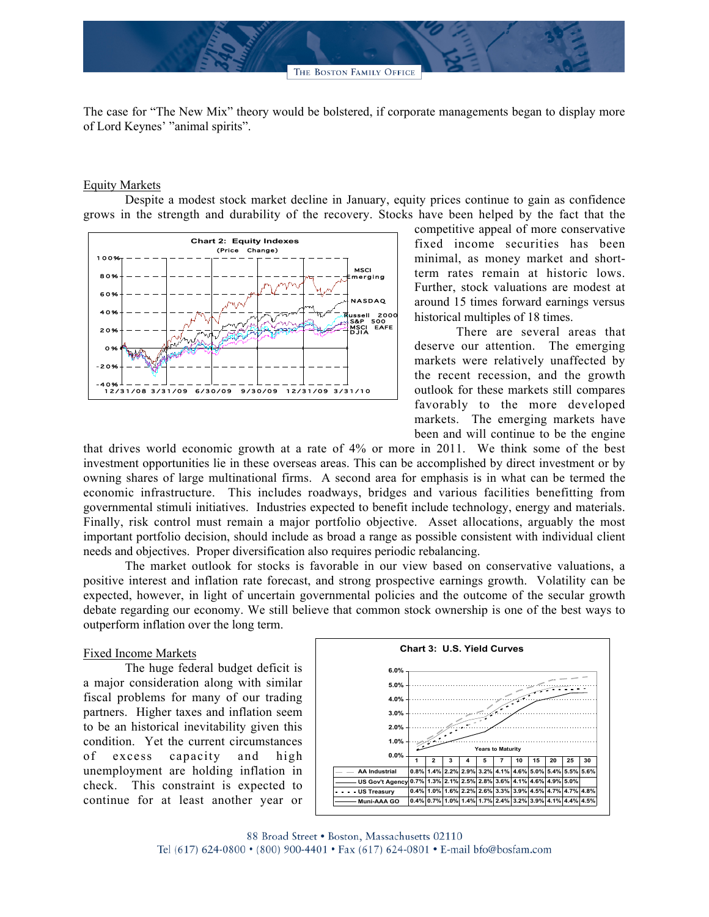The case for "The New Mix" theory would be bolstered, if corporate managements began to display more of Lord Keynes' "animal spirits".

## Equity Markets

Despite a modest stock market decline in January, equity prices continue to gain as confidence grows in the strength and durability of the recovery. Stocks have been helped by the fact that the competitive appeal of more conservative fixed income securities has been minimal, as money market and short-term rates remain at historic lows. Further, stock valuations are modest at around 15 times forward earnings versus historical multiples of 18 times.

**Chart 2: Equity Indexes**
(Price Change)

100%
80%
60%
40%
20%
0%
-20%
-40%

12/31/08 3/31/09 6/30/09 9/30/09 12/31/09 3/31/10

MSCI Emerging
NASDAQ
Russell 2000
S&P 500
MSCI EAFE
DJIA

There are several areas that deserve our attention. The emerging markets were relatively unaffected by the recent recession, and the growth outlook for these markets still compares favorably to the more developed markets. The emerging markets have been and will continue to be the engine that drives world economic growth at a rate of 4% or more in 2011. We think some of the best investment opportunities lie in these overseas areas. This can be accomplished by direct investment or by owning shares of large multinational firms. A second area for emphasis is in what can be termed the economic infrastructure. This includes roadways, bridges and various facilities benefitting from governmental stimuli initiatives. Industries expected to benefit include technology, energy and materials. Finally, risk control must remain a major portfolio objective. Asset allocations, arguably the most important portfolio decision, should include as broad a range as possible consistent with individual client needs and objectives. Proper diversification also requires periodic rebalancing.

The market outlook for stocks is favorable in our view based on conservative valuations, a positive interest and inflation rate forecast, and strong prospective earnings growth. Volatility can be expected, however, in light of uncertain governmental policies and the outcome of the secular growth debate regarding our economy. We still believe that common stock ownership is one of the best ways to outperform inflation over the long term.

## Fixed Income Markets

The huge federal budget deficit is a major consideration along with similar fiscal problems for many of our trading partners. Higher taxes and inflation seem to be an historical inevitability given this condition. Yet the current circumstances of excess capacity and high unemployment are holding inflation in check. This constraint is expected to continue for at least another year or

**Chart 3: U.S. Yield Curves**

6.0%
5.0%
4.0%
3.0%
2.0%
1.0%
0.0%

Years to Maturity

| | 1 | 2 | 3 | 4 | 5 | 7 | 10 | 15 | 20 | 25 | 30 |
|---|---|---|---|---|---|---|---|---|---|---|---|
| AA Industrial | 0.8% | 1.4% | 2.2% | 2.9% | 3.2% | 4.1% | 4.6% | 5.0% | 5.4% | 5.5% | 5.6% |
| US Gov't Agency | 0.7% | 1.3% | 2.1% | 2.5% | 2.8% | 3.6% | 4.1% | 4.6% | 4.9% | 5.0% | |
| US Treasury | 0.4% | 1.0% | 1.6% | 2.2% | 2.6% | 3.3% | 3.9% | 4.5% | 4.7% | 4.7% | 4.8% |
| Muni-AAA GO | 0.4% | 0.7% | 1.0% | 1.4% | 1.7% | 2.4% | 3.2% | 3.9% | 4.1% | 4.4% | 4.5% |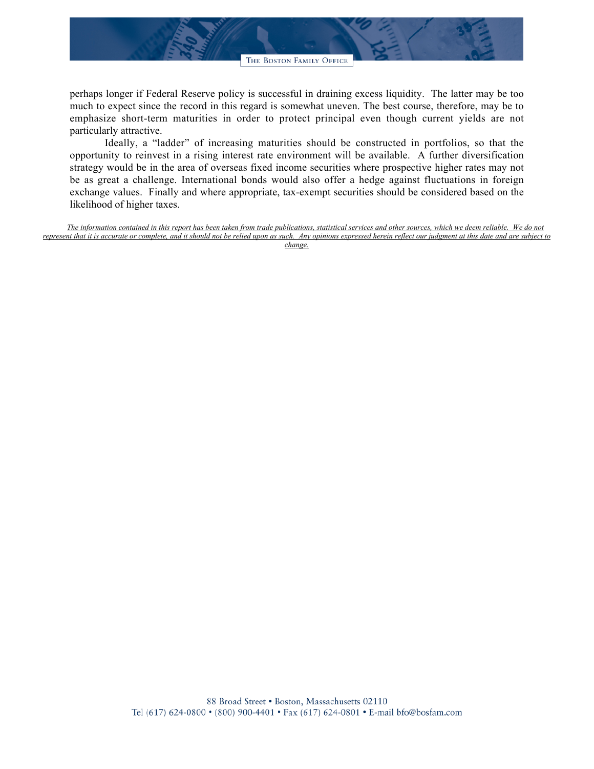perhaps longer if Federal Reserve policy is successful in draining excess liquidity. The latter may be too much to expect since the record in this regard is somewhat uneven. The best course, therefore, may be to emphasize short-term maturities in order to protect principal even though current yields are not particularly attractive.

Ideally, a "ladder" of increasing maturities should be constructed in portfolios, so that the opportunity to reinvest in a rising interest rate environment will be available. A further diversification strategy would be in the area of overseas fixed income securities where prospective higher rates may not be as great a challenge. International bonds would also offer a hedge against fluctuations in foreign exchange values. Finally and where appropriate, tax-exempt securities should be considered based on the likelihood of higher taxes.

*The information contained in this report has been taken from trade publications, statistical services and other sources, which we deem reliable. We do not represent that it is accurate or complete, and it should not be relied upon as such. Any opinions expressed herein reflect our judgment at this date and are subject to change.*